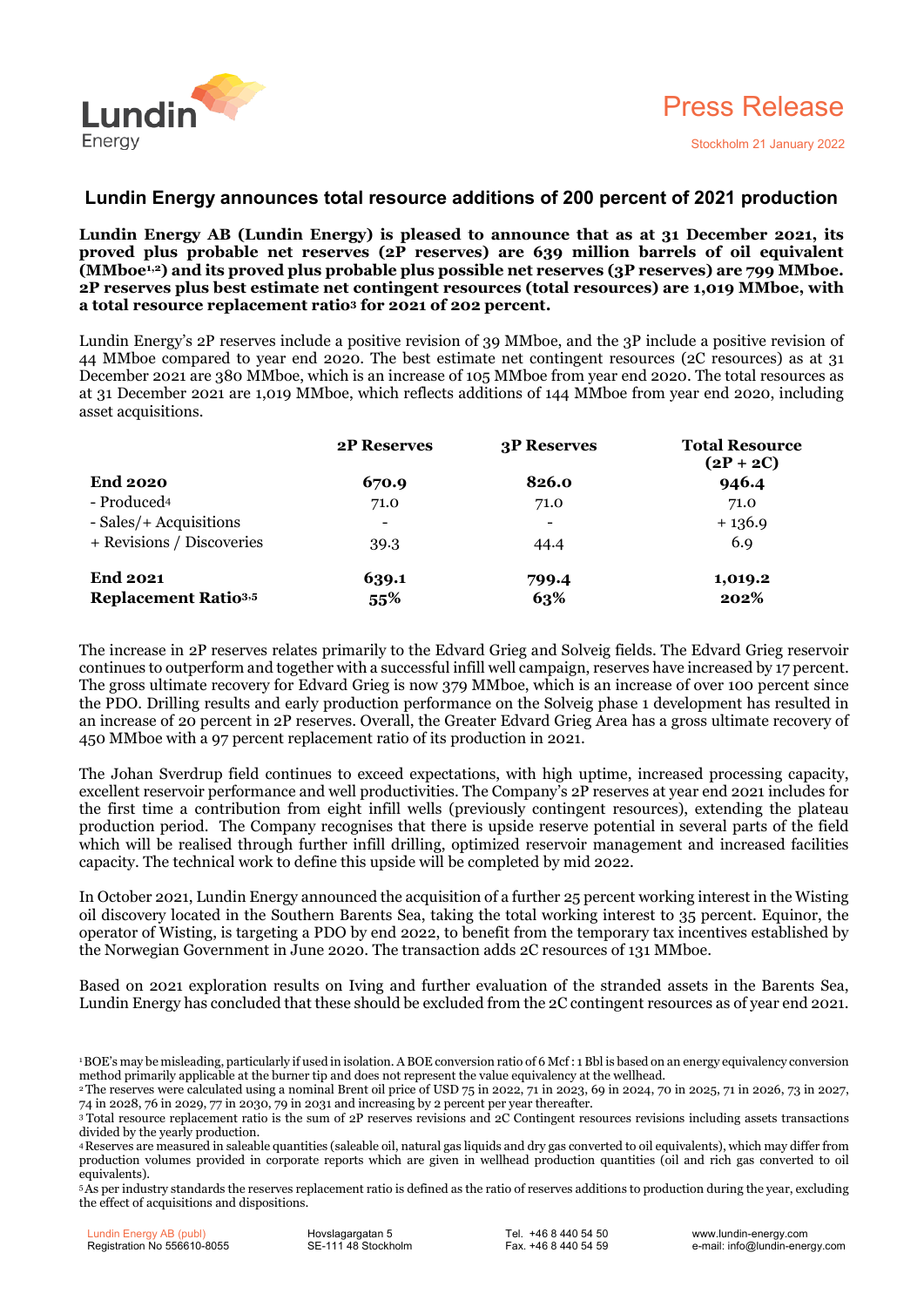# Press Release

Stockholm 21 January 2022

## Lundin Energy announces total resource additions of 200 percent of 2021 production

**Lundin Energy AB (Lundin Energy) is pleased to announce that as at 31 December 2021, its proved plus probable net reserves (2P reserves) are 639 million barrels of oil equivalent (MMboe[1,2]) and its proved plus probable plus possible net reserves (3P reserves) are 799 MMboe. 2P reserves plus best estimate net contingent resources (total resources) are 1,019 MMboe, with a total resource replacement ratio[3] for 2021 of 202 percent.**

Lundin Energy's 2P reserves include a positive revision of 39 MMboe, and the 3P include a positive revision of 44 MMboe compared to year end 2020. The best estimate net contingent resources (2C resources) as at 31 December 2021 are 380 MMboe, which is an increase of 105 MMboe from year end 2020. The total resources as at 31 December 2021 are 1,019 MMboe, which reflects additions of 144 MMboe from year end 2020, including asset acquisitions.

| | 2P Reserves | 3P Reserves | Total Resource (2P + 2C) |
|---|---|---|---|
| **End 2020** | **670.9** | **826.0** | **946.4** |
| - Produced[4] | 71.0 | 71.0 | 71.0 |
| - Sales/+ Acquisitions | - | - | + 136.9 |
| + Revisions / Discoveries | 39.3 | 44.4 | 6.9 |
| **End 2021** | **639.1** | **799.4** | **1,019.2** |
| **Replacement Ratio[3,5]** | **55%** | **63%** | **202%** |

The increase in 2P reserves relates primarily to the Edvard Grieg and Solveig fields. The Edvard Grieg reservoir continues to outperform and together with a successful infill well campaign, reserves have increased by 17 percent. The gross ultimate recovery for Edvard Grieg is now 379 MMboe, which is an increase of over 100 percent since the PDO. Drilling results and early production performance on the Solveig phase 1 development has resulted in an increase of 20 percent in 2P reserves. Overall, the Greater Edvard Grieg Area has a gross ultimate recovery of 450 MMboe with a 97 percent replacement ratio of its production in 2021.

The Johan Sverdrup field continues to exceed expectations, with high uptime, increased processing capacity, excellent reservoir performance and well productivities. The Company's 2P reserves at year end 2021 includes for the first time a contribution from eight infill wells (previously contingent resources), extending the plateau production period. The Company recognises that there is upside reserve potential in several parts of the field which will be realised through further infill drilling, optimized reservoir management and increased facilities capacity. The technical work to define this upside will be completed by mid 2022.

In October 2021, Lundin Energy announced the acquisition of a further 25 percent working interest in the Wisting oil discovery located in the Southern Barents Sea, taking the total working interest to 35 percent. Equinor, the operator of Wisting, is targeting a PDO by end 2022, to benefit from the temporary tax incentives established by the Norwegian Government in June 2020. The transaction adds 2C resources of 131 MMboe.

Based on 2021 exploration results on Iving and further evaluation of the stranded assets in the Barents Sea, Lundin Energy has concluded that these should be excluded from the 2C contingent resources as of year end 2021.

---

[1] BOE's may be misleading, particularly if used in isolation. A BOE conversion ratio of 6 Mcf : 1 Bbl is based on an energy equivalency conversion method primarily applicable at the burner tip and does not represent the value equivalency at the wellhead.

[2] The reserves were calculated using a nominal Brent oil price of USD 75 in 2022, 71 in 2023, 69 in 2024, 70 in 2025, 71 in 2026, 73 in 2027, 74 in 2028, 76 in 2029, 77 in 2030, 79 in 2031 and increasing by 2 percent per year thereafter.

[3] Total resource replacement ratio is the sum of 2P reserves revisions and 2C Contingent resources revisions including assets transactions divided by the yearly production.

[4] Reserves are measured in saleable quantities (saleable oil, natural gas liquids and dry gas converted to oil equivalents), which may differ from production volumes provided in corporate reports which are given in wellhead production quantities (oil and rich gas converted to oil equivalents).

[5] As per industry standards the reserves replacement ratio is defined as the ratio of reserves additions to production during the year, excluding the effect of acquisitions and dispositions.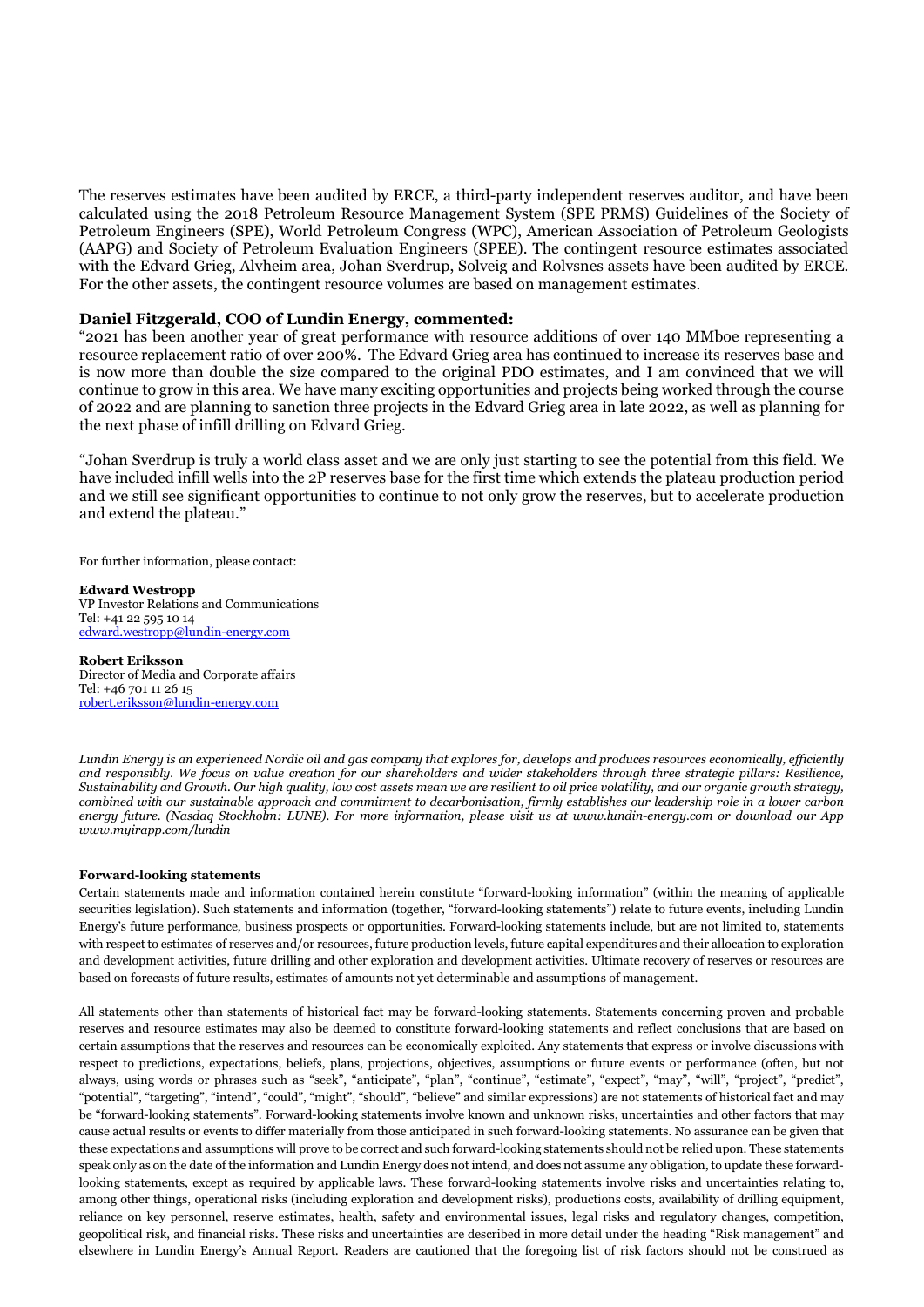The reserves estimates have been audited by ERCE, a third-party independent reserves auditor, and have been calculated using the 2018 Petroleum Resource Management System (SPE PRMS) Guidelines of the Society of Petroleum Engineers (SPE), World Petroleum Congress (WPC), American Association of Petroleum Geologists (AAPG) and Society of Petroleum Evaluation Engineers (SPEE). The contingent resource estimates associated with the Edvard Grieg, Alvheim area, Johan Sverdrup, Solveig and Rolvsnes assets have been audited by ERCE. For the other assets, the contingent resource volumes are based on management estimates.

**Daniel Fitzgerald, COO of Lundin Energy, commented:**

"2021 has been another year of great performance with resource additions of over 140 MMboe representing a resource replacement ratio of over 200%. The Edvard Grieg area has continued to increase its reserves base and is now more than double the size compared to the original PDO estimates, and I am convinced that we will continue to grow in this area. We have many exciting opportunities and projects being worked through the course of 2022 and are planning to sanction three projects in the Edvard Grieg area in late 2022, as well as planning for the next phase of infill drilling on Edvard Grieg.

"Johan Sverdrup is truly a world class asset and we are only just starting to see the potential from this field. We have included infill wells into the 2P reserves base for the first time which extends the plateau production period and we still see significant opportunities to continue to not only grow the reserves, but to accelerate production and extend the plateau."

For further information, please contact:

**Edward Westropp**
VP Investor Relations and Communications
Tel: +41 22 595 10 14
edward.westropp@lundin-energy.com

**Robert Eriksson**
Director of Media and Corporate affairs
Tel: +46 701 11 26 15
robert.eriksson@lundin-energy.com

*Lundin Energy is an experienced Nordic oil and gas company that explores for, develops and produces resources economically, efficiently and responsibly. We focus on value creation for our shareholders and wider stakeholders through three strategic pillars: Resilience, Sustainability and Growth. Our high quality, low cost assets mean we are resilient to oil price volatility, and our organic growth strategy, combined with our sustainable approach and commitment to decarbonisation, firmly establishes our leadership role in a lower carbon energy future. (Nasdaq Stockholm: LUNE). For more information, please visit us at www.lundin-energy.com or download our App www.myirapp.com/lundin*

**Forward-looking statements**

Certain statements made and information contained herein constitute "forward-looking information" (within the meaning of applicable securities legislation). Such statements and information (together, "forward-looking statements") relate to future events, including Lundin Energy's future performance, business prospects or opportunities. Forward-looking statements include, but are not limited to, statements with respect to estimates of reserves and/or resources, future production levels, future capital expenditures and their allocation to exploration and development activities, future drilling and other exploration and development activities. Ultimate recovery of reserves or resources are based on forecasts of future results, estimates of amounts not yet determinable and assumptions of management.

All statements other than statements of historical fact may be forward-looking statements. Statements concerning proven and probable reserves and resource estimates may also be deemed to constitute forward-looking statements and reflect conclusions that are based on certain assumptions that the reserves and resources can be economically exploited. Any statements that express or involve discussions with respect to predictions, expectations, beliefs, plans, projections, objectives, assumptions or future events or performance (often, but not always, using words or phrases such as "seek", "anticipate", "plan", "continue", "estimate", "expect", "may", "will", "project", "predict", "potential", "targeting", "intend", "could", "might", "should", "believe" and similar expressions) are not statements of historical fact and may be "forward-looking statements". Forward-looking statements involve known and unknown risks, uncertainties and other factors that may cause actual results or events to differ materially from those anticipated in such forward-looking statements. No assurance can be given that these expectations and assumptions will prove to be correct and such forward-looking statements should not be relied upon. These statements speak only as on the date of the information and Lundin Energy does not intend, and does not assume any obligation, to update these forward-looking statements, except as required by applicable laws. These forward-looking statements involve risks and uncertainties relating to, among other things, operational risks (including exploration and development risks), productions costs, availability of drilling equipment, reliance on key personnel, reserve estimates, health, safety and environmental issues, legal risks and regulatory changes, competition, geopolitical risk, and financial risks. These risks and uncertainties are described in more detail under the heading "Risk management" and elsewhere in Lundin Energy's Annual Report. Readers are cautioned that the foregoing list of risk factors should not be construed as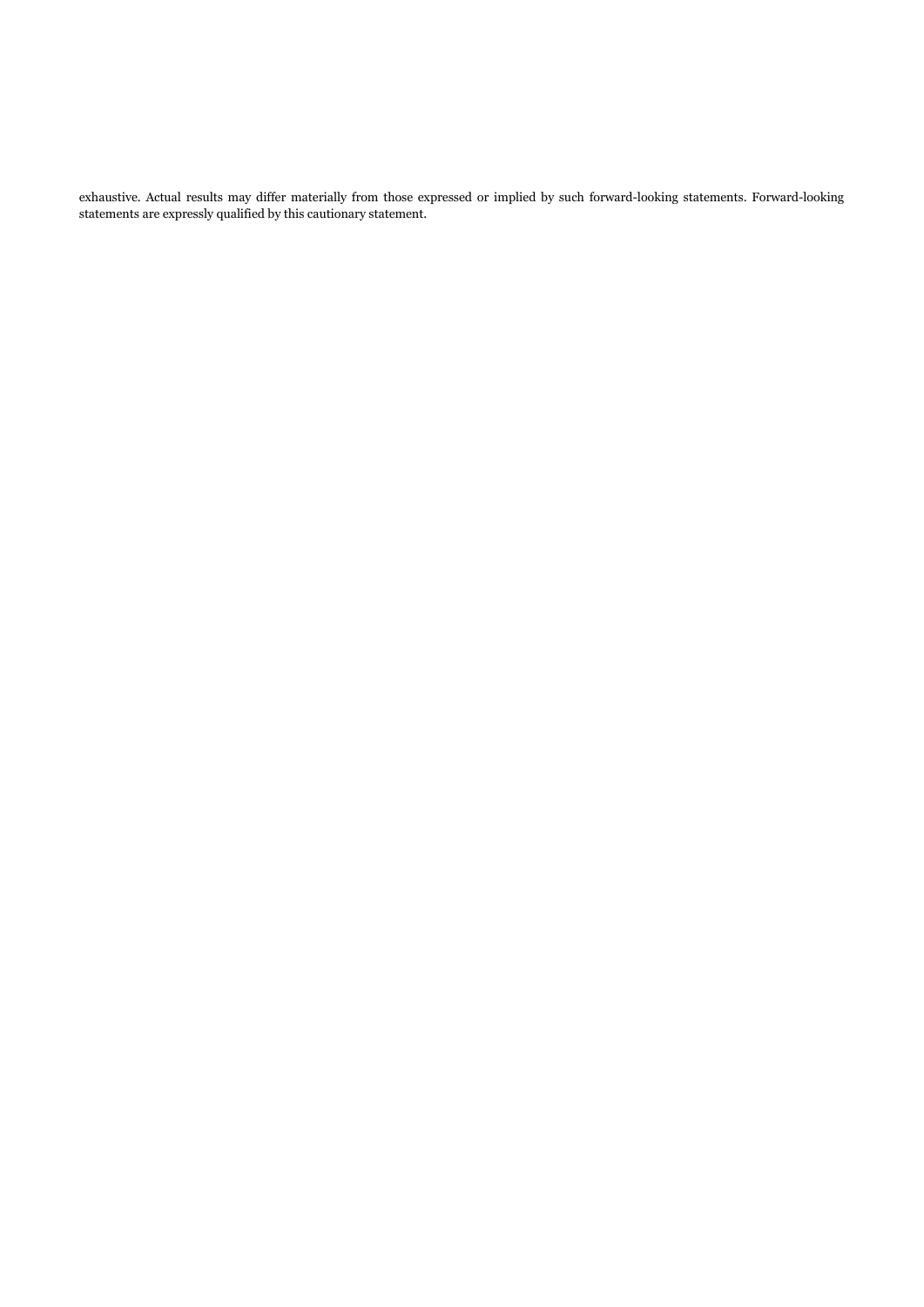exhaustive. Actual results may differ materially from those expressed or implied by such forward-looking statements. Forward-looking statements are expressly qualified by this cautionary statement.